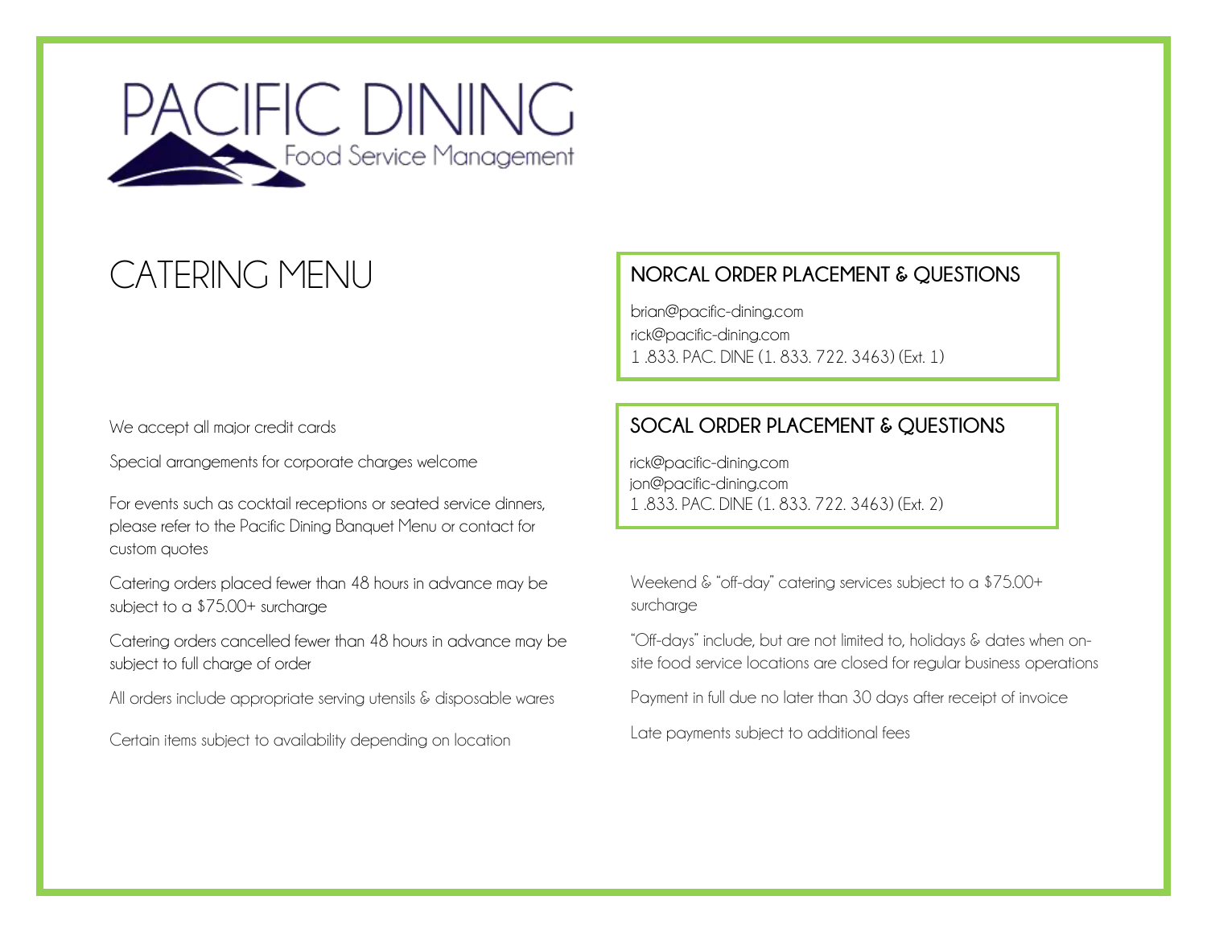# PACIFIC DINING

Food Service Management

## CATERING MENU

We accept all major credit cards

Special arrangements for corporate charges welcome

For events such as cocktail receptions or seated service dinners, please refer to the Pacific Dining Banquet Menu or contact for custom quotes

Catering orders placed fewer than 48 hours in advance may be subject to a $75.00+ surcharge

Catering orders cancelled fewer than 48 hours in advance may be subject to full charge of order

All orders include appropriate serving utensils & disposable wares

Certain items subject to availability depending on location

### NORCAL ORDER PLACEMENT & QUESTIONS

brian@pacific-dining.com
rick@pacific-dining.com
1 .833. PAC. DINE (1. 833. 722. 3463) (Ext. 1)

### SOCAL ORDER PLACEMENT & QUESTIONS

rick@pacific-dining.com
jon@pacific-dining.com
1 .833. PAC. DINE (1. 833. 722. 3463) (Ext. 2)

Weekend & "off-day" catering services subject to a $75.00+ surcharge

"Off-days" include, but are not limited to, holidays & dates when on-site food service locations are closed for regular business operations

Payment in full due no later than 30 days after receipt of invoice

Late payments subject to additional fees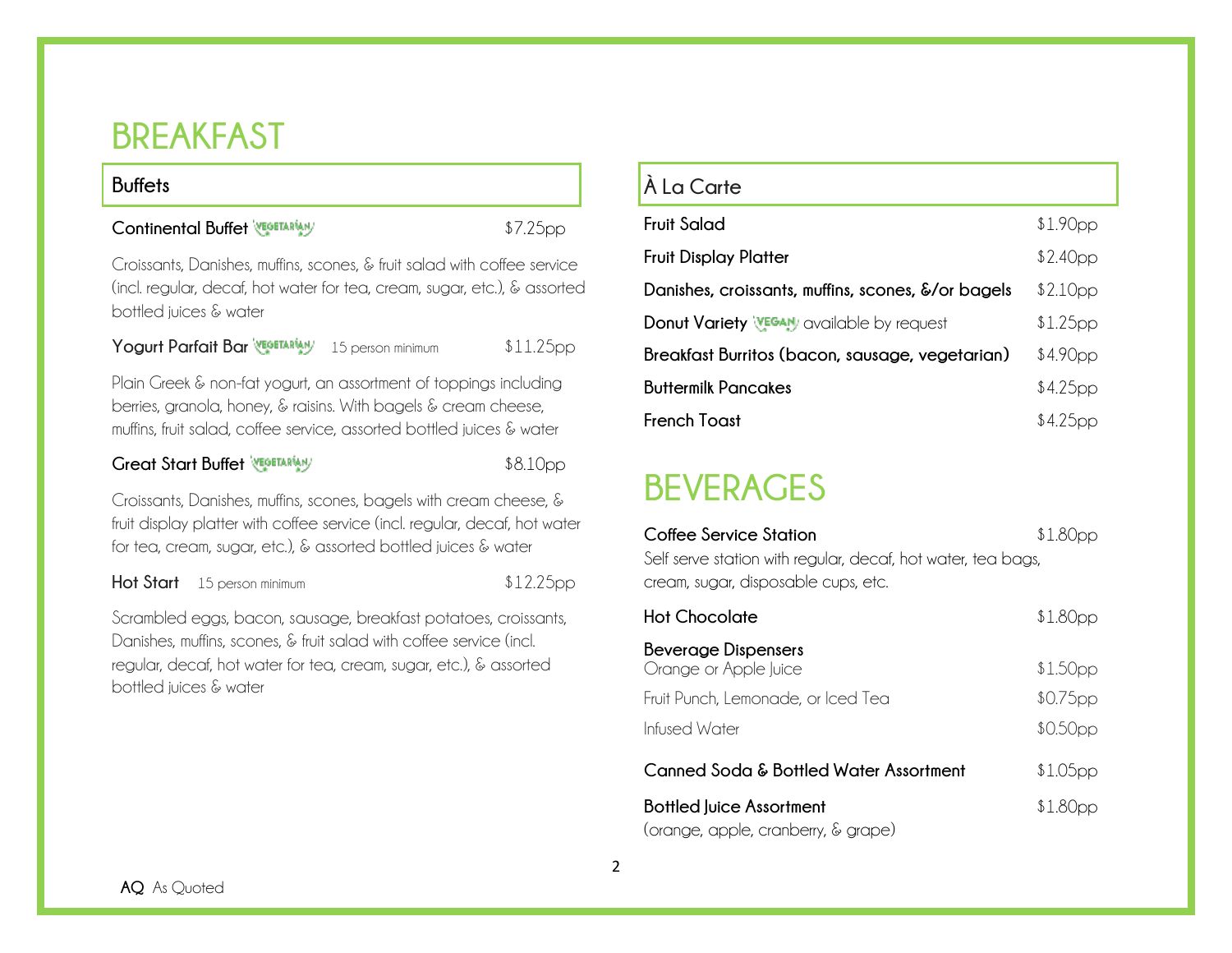# BREAKFAST

## Buffets

**Continental Buffet** VEGETARIAN $7.25pp

Croissants, Danishes, muffins, scones, & fruit salad with coffee service (incl. regular, decaf, hot water for tea, cream, sugar, etc.), & assorted bottled juices & water

**Yogurt Parfait Bar** VEGETARIAN 15 person minimum $11.25pp

Plain Greek & non-fat yogurt, an assortment of toppings including berries, granola, honey, & raisins. With bagels & cream cheese, muffins, fruit salad, coffee service, assorted bottled juices & water

**Great Start Buffet** VEGETARIAN $8.10pp

Croissants, Danishes, muffins, scones, bagels with cream cheese, & fruit display platter with coffee service (incl. regular, decaf, hot water for tea, cream, sugar, etc.), & assorted bottled juices & water

**Hot Start** 15 person minimum $12.25pp

Scrambled eggs, bacon, sausage, breakfast potatoes, croissants, Danishes, muffins, scones, & fruit salad with coffee service (incl. regular, decaf, hot water for tea, cream, sugar, etc.), & assorted bottled juices & water

## À La Carte

| | |
|---|---|
| **Fruit Salad** | $1.90pp |
| **Fruit Display Platter** | $2.40pp |
| **Danishes, croissants, muffins, scones, &/or bagels** | $2.10pp |
| **Donut Variety** VEGAN available by request | $1.25pp |
| **Breakfast Burritos (bacon, sausage, vegetarian)** | $4.90pp |
| **Buttermilk Pancakes** | $4.25pp |
| **French Toast** | $4.25pp |

# BEVERAGES

**Coffee Service Station** $1.80pp
Self serve station with regular, decaf, hot water, tea bags, cream, sugar, disposable cups, etc.

**Hot Chocolate** $1.80pp

**Beverage Dispensers**

| | |
|---|---|
| Orange or Apple Juice | $1.50pp |
| Fruit Punch, Lemonade, or Iced Tea | $0.75pp |
| Infused Water | $0.50pp |

**Canned Soda & Bottled Water Assortment** $1.05pp

**Bottled Juice Assortment** $1.80pp
(orange, apple, cranberry, & grape)

**AQ** As Quoted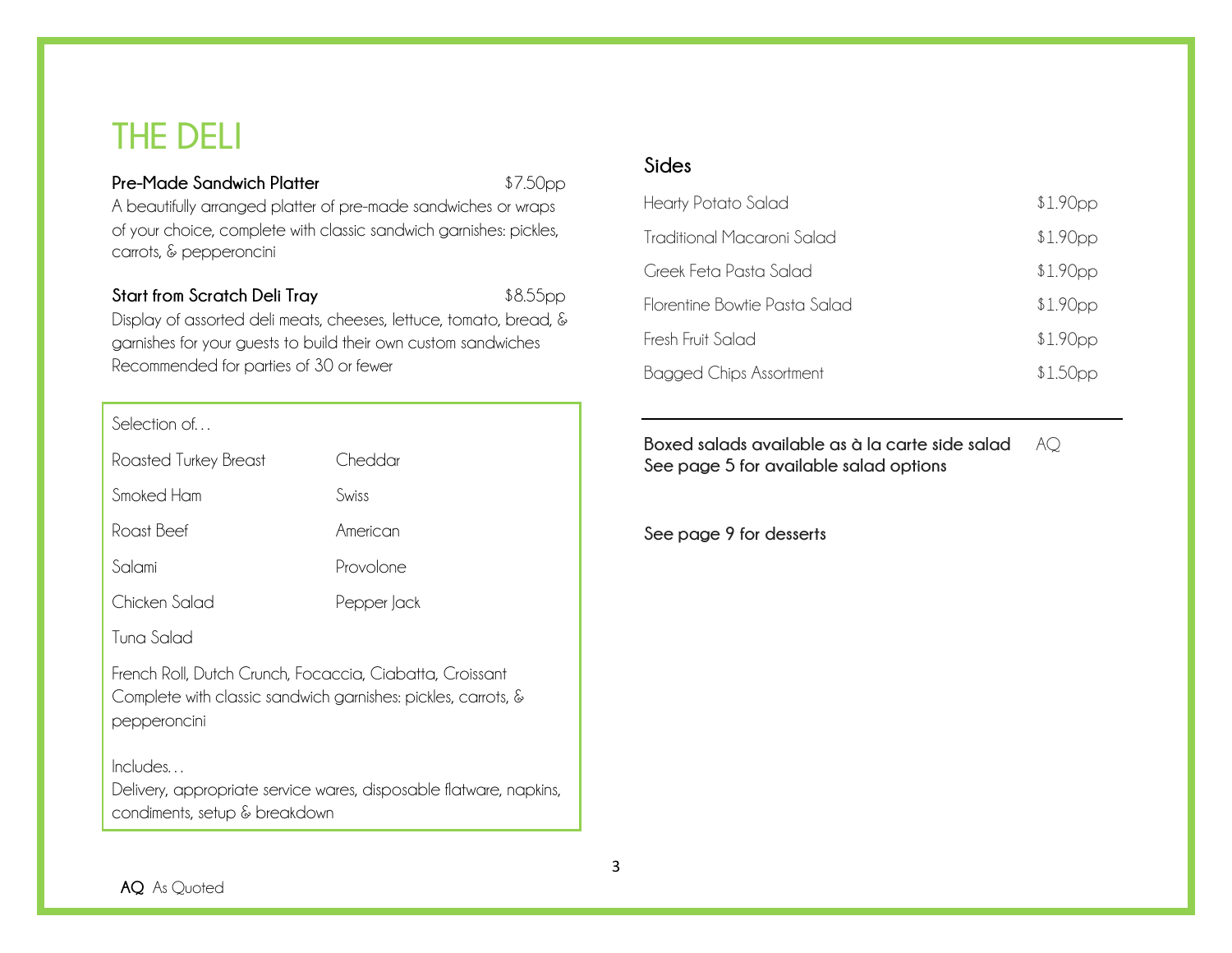# THE DELI

**Pre-Made Sandwich Platter** $7.50pp

A beautifully arranged platter of pre-made sandwiches or wraps of your choice, complete with classic sandwich garnishes: pickles, carrots, & pepperoncini

**Start from Scratch Deli Tray** $8.55pp

Display of assorted deli meats, cheeses, lettuce, tomato, bread, & garnishes for your guests to build their own custom sandwiches
Recommended for parties of 30 or fewer

Selection of…

| | |
|---|---|
| Roasted Turkey Breast | Cheddar |
| Smoked Ham | Swiss |
| Roast Beef | American |
| Salami | Provolone |
| Chicken Salad | Pepper Jack |
| Tuna Salad | |

French Roll, Dutch Crunch, Focaccia, Ciabatta, Croissant
Complete with classic sandwich garnishes: pickles, carrots, & pepperoncini

Includes…
Delivery, appropriate service wares, disposable flatware, napkins, condiments, setup & breakdown

## Sides

| | |
|---|---|
| Hearty Potato Salad | $1.90pp |
| Traditional Macaroni Salad | $1.90pp |
| Greek Feta Pasta Salad | $1.90pp |
| Florentine Bowtie Pasta Salad | $1.90pp |
| Fresh Fruit Salad | $1.90pp |
| Bagged Chips Assortment | $1.50pp |

**Boxed salads available as à la carte side salad** AQ
**See page 5 for available salad options**

**See page 9 for desserts**

**AQ** As Quoted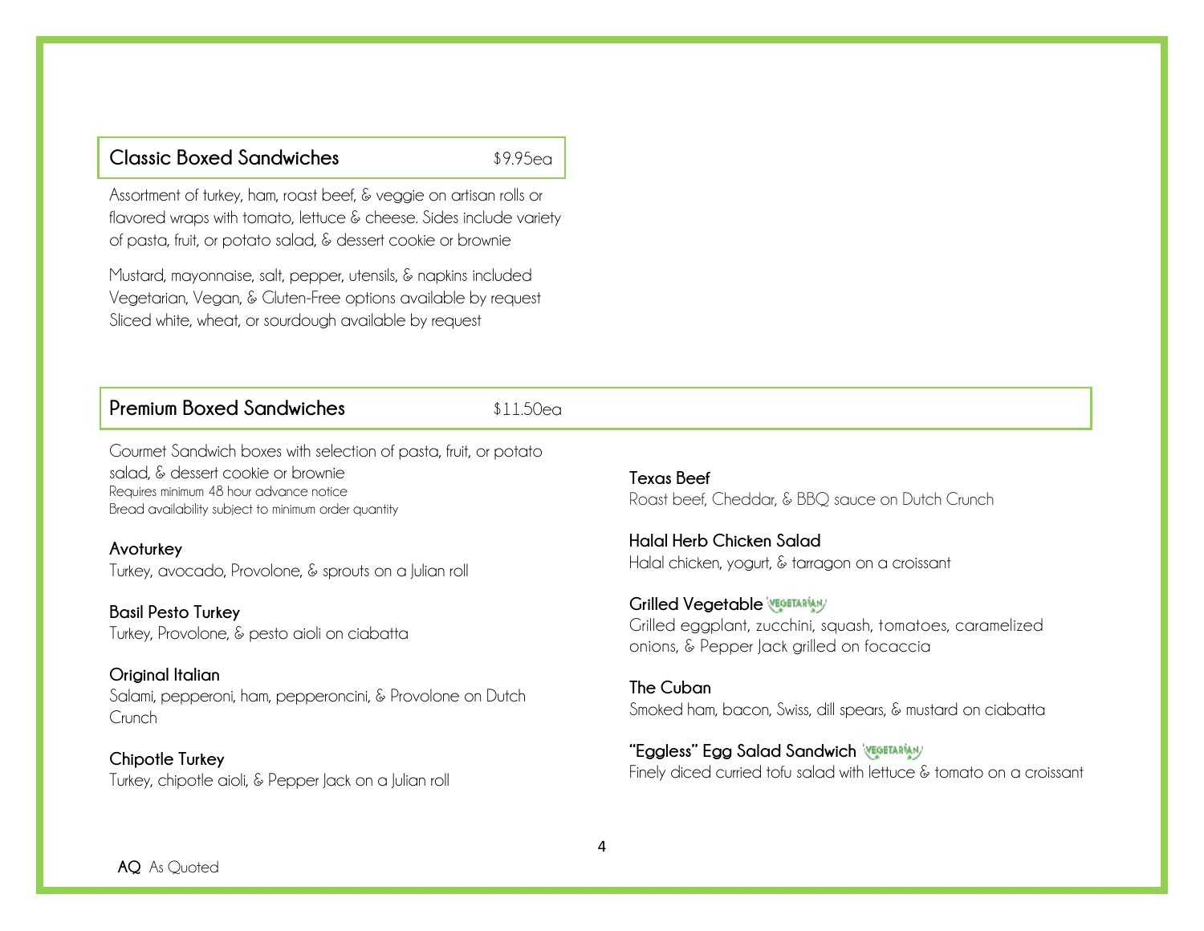## Classic Boxed Sandwiches $9.95ea

Assortment of turkey, ham, roast beef, & veggie on artisan rolls or flavored wraps with tomato, lettuce & cheese. Sides include variety of pasta, fruit, or potato salad, & dessert cookie or brownie

Mustard, mayonnaise, salt, pepper, utensils, & napkins included
Vegetarian, Vegan, & Gluten-Free options available by request
Sliced white, wheat, or sourdough available by request

## Premium Boxed Sandwiches $11.50ea

Gourmet Sandwich boxes with selection of pasta, fruit, or potato salad, & dessert cookie or brownie
Requires minimum 48 hour advance notice
Bread availability subject to minimum order quantity

**Avoturkey**
Turkey, avocado, Provolone, & sprouts on a Julian roll

**Basil Pesto Turkey**
Turkey, Provolone, & pesto aioli on ciabatta

**Original Italian**
Salami, pepperoni, ham, pepperoncini, & Provolone on Dutch Crunch

**Chipotle Turkey**
Turkey, chipotle aioli, & Pepper Jack on a Julian roll

**Texas Beef**
Roast beef, Cheddar, & BBQ sauce on Dutch Crunch

**Halal Herb Chicken Salad**
Halal chicken, yogurt, & tarragon on a croissant

**Grilled Vegetable** (VEGETARIAN)
Grilled eggplant, zucchini, squash, tomatoes, caramelized onions, & Pepper Jack grilled on focaccia

**The Cuban**
Smoked ham, bacon, Swiss, dill spears, & mustard on ciabatta

**"Eggless" Egg Salad Sandwich** (VEGETARIAN)
Finely diced curried tofu salad with lettuce & tomato on a croissant

**AQ** As Quoted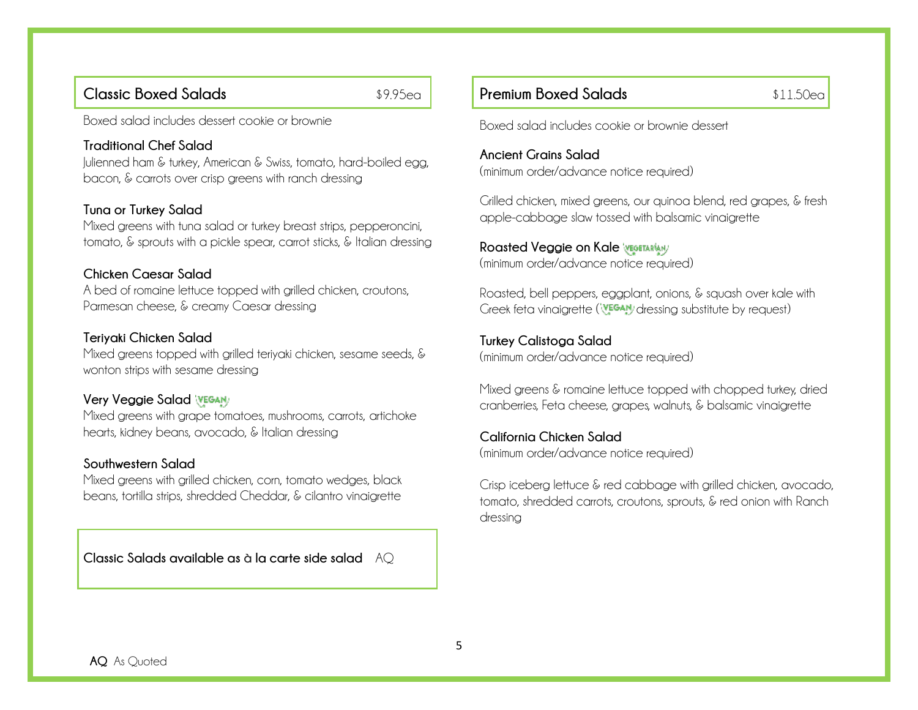## Classic Boxed Salads $9.95ea

Boxed salad includes dessert cookie or brownie

**Traditional Chef Salad**
Julienned ham & turkey, American & Swiss, tomato, hard-boiled egg, bacon, & carrots over crisp greens with ranch dressing

**Tuna or Turkey Salad**
Mixed greens with tuna salad or turkey breast strips, pepperoncini, tomato, & sprouts with a pickle spear, carrot sticks, & Italian dressing

**Chicken Caesar Salad**
A bed of romaine lettuce topped with grilled chicken, croutons, Parmesan cheese, & creamy Caesar dressing

**Teriyaki Chicken Salad**
Mixed greens topped with grilled teriyaki chicken, sesame seeds, & wonton strips with sesame dressing

**Very Veggie Salad** VEGAN
Mixed greens with grape tomatoes, mushrooms, carrots, artichoke hearts, kidney beans, avocado, & Italian dressing

**Southwestern Salad**
Mixed greens with grilled chicken, corn, tomato wedges, black beans, tortilla strips, shredded Cheddar, & cilantro vinaigrette

**Classic Salads available as à la carte side salad** AQ

## Premium Boxed Salads $11.50ea

Boxed salad includes cookie or brownie dessert

**Ancient Grains Salad**
(minimum order/advance notice required)

Grilled chicken, mixed greens, our quinoa blend, red grapes, & fresh apple-cabbage slaw tossed with balsamic vinaigrette

**Roasted Veggie on Kale** VEGETARIAN
(minimum order/advance notice required)

Roasted, bell peppers, eggplant, onions, & squash over kale with Greek feta vinaigrette (VEGAN dressing substitute by request)

**Turkey Calistoga Salad**
(minimum order/advance notice required)

Mixed greens & romaine lettuce topped with chopped turkey, dried cranberries, Feta cheese, grapes, walnuts, & balsamic vinaigrette

**California Chicken Salad**
(minimum order/advance notice required)

Crisp iceberg lettuce & red cabbage with grilled chicken, avocado, tomato, shredded carrots, croutons, sprouts, & red onion with Ranch dressing

**AQ** As Quoted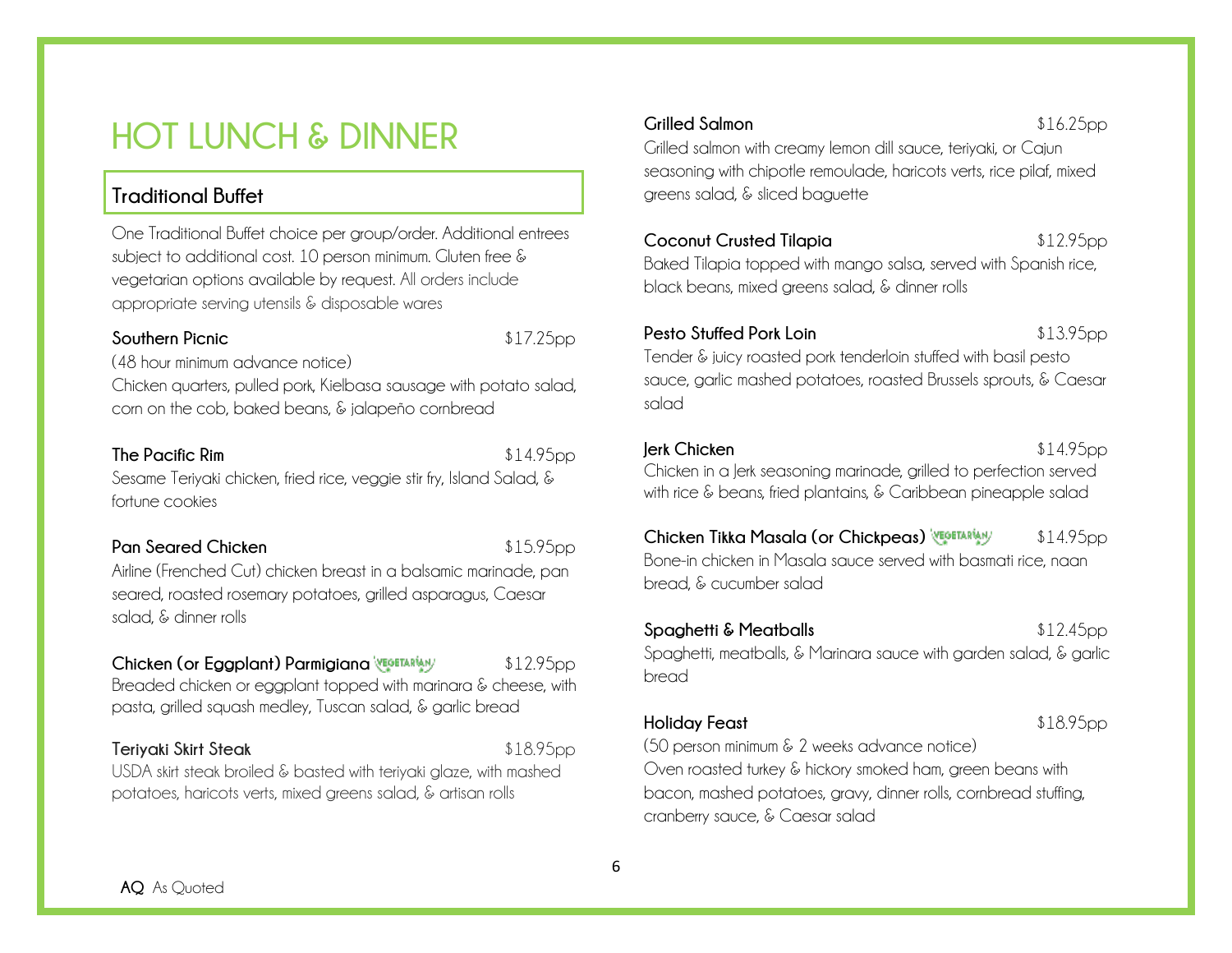# HOT LUNCH & DINNER

## Traditional Buffet

One Traditional Buffet choice per group/order. Additional entrees subject to additional cost. 10 person minimum. Gluten free & vegetarian options available by request. All orders include appropriate serving utensils & disposable wares

**Southern Picnic** $17.25pp
(48 hour minimum advance notice)
Chicken quarters, pulled pork, Kielbasa sausage with potato salad, corn on the cob, baked beans, & jalapeño cornbread

**The Pacific Rim** $14.95pp
Sesame Teriyaki chicken, fried rice, veggie stir fry, Island Salad, & fortune cookies

**Pan Seared Chicken** $15.95pp
Airline (Frenched Cut) chicken breast in a balsamic marinade, pan seared, roasted rosemary potatoes, grilled asparagus, Caesar salad, & dinner rolls

**Chicken (or Eggplant) Parmigiana** VEGETARIAN $12.95pp
Breaded chicken or eggplant topped with marinara & cheese, with pasta, grilled squash medley, Tuscan salad, & garlic bread

**Teriyaki Skirt Steak** $18.95pp
USDA skirt steak broiled & basted with teriyaki glaze, with mashed potatoes, haricots verts, mixed greens salad, & artisan rolls

**Grilled Salmon** $16.25pp
Grilled salmon with creamy lemon dill sauce, teriyaki, or Cajun seasoning with chipotle remoulade, haricots verts, rice pilaf, mixed greens salad, & sliced baguette

**Coconut Crusted Tilapia** $12.95pp
Baked Tilapia topped with mango salsa, served with Spanish rice, black beans, mixed greens salad, & dinner rolls

**Pesto Stuffed Pork Loin** $13.95pp
Tender & juicy roasted pork tenderloin stuffed with basil pesto sauce, garlic mashed potatoes, roasted Brussels sprouts, & Caesar salad

**Jerk Chicken** $14.95pp
Chicken in a Jerk seasoning marinade, grilled to perfection served with rice & beans, fried plantains, & Caribbean pineapple salad

**Chicken Tikka Masala (or Chickpeas)** VEGETARIAN $14.95pp
Bone-in chicken in Masala sauce served with basmati rice, naan bread, & cucumber salad

**Spaghetti & Meatballs** $12.45pp
Spaghetti, meatballs, & Marinara sauce with garden salad, & garlic bread

**Holiday Feast** $18.95pp
(50 person minimum & 2 weeks advance notice)
Oven roasted turkey & hickory smoked ham, green beans with bacon, mashed potatoes, gravy, dinner rolls, cornbread stuffing, cranberry sauce, & Caesar salad

**AQ** As Quoted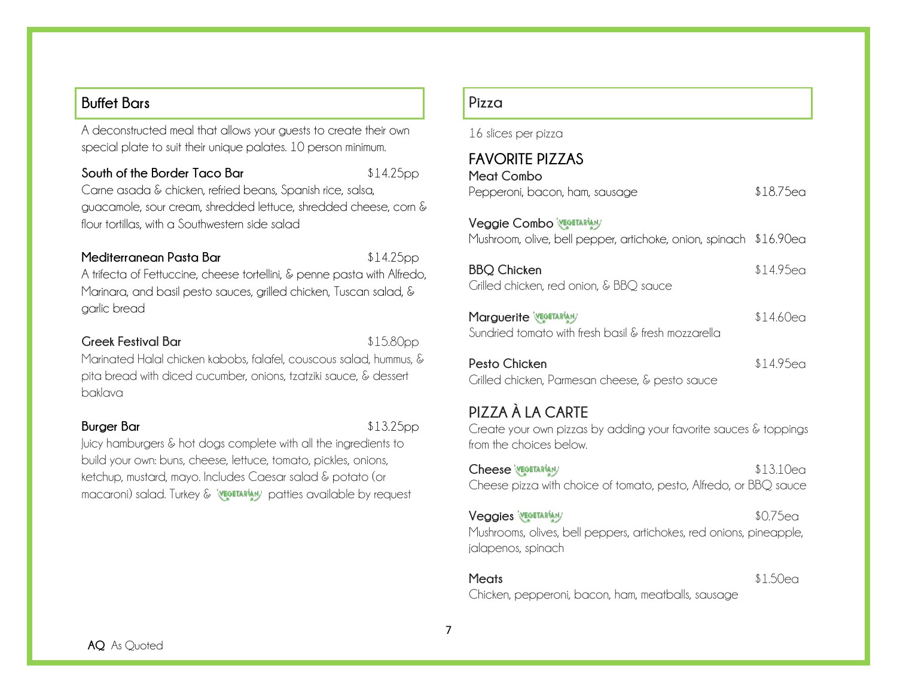## Buffet Bars

A deconstructed meal that allows your guests to create their own special plate to suit their unique palates. 10 person minimum.

**South of the Border Taco Bar** $14.25pp
Carne asada & chicken, refried beans, Spanish rice, salsa, guacamole, sour cream, shredded lettuce, shredded cheese, corn & flour tortillas, with a Southwestern side salad

**Mediterranean Pasta Bar** $14.25pp
A trifecta of Fettuccine, cheese tortellini, & penne pasta with Alfredo, Marinara, and basil pesto sauces, grilled chicken, Tuscan salad, & garlic bread

**Greek Festival Bar** $15.80pp
Marinated Halal chicken kabobs, falafel, couscous salad, hummus, & pita bread with diced cucumber, onions, tzatziki sauce, & dessert baklava

**Burger Bar** $13.25pp
Juicy hamburgers & hot dogs complete with all the ingredients to build your own: buns, cheese, lettuce, tomato, pickles, onions, ketchup, mustard, mayo. Includes Caesar salad & potato (or macaroni) salad. Turkey & VEGETARIAN patties available by request

## Pizza

16 slices per pizza

### FAVORITE PIZZAS

**Meat Combo**
Pepperoni, bacon, ham, sausage $18.75ea

**Veggie Combo** VEGETARIAN
Mushroom, olive, bell pepper, artichoke, onion, spinach $16.90ea

**BBQ Chicken** $14.95ea
Grilled chicken, red onion, & BBQ sauce

**Marguerite** VEGETARIAN $14.60ea
Sundried tomato with fresh basil & fresh mozzarella

**Pesto Chicken** $14.95ea
Grilled chicken, Parmesan cheese, & pesto sauce

### PIZZA À LA CARTE

Create your own pizzas by adding your favorite sauces & toppings from the choices below.

**Cheese** VEGETARIAN $13.10ea
Cheese pizza with choice of tomato, pesto, Alfredo, or BBQ sauce

**Veggies** VEGETARIAN $0.75ea
Mushrooms, olives, bell peppers, artichokes, red onions, pineapple, jalapenos, spinach

**Meats** $1.50ea
Chicken, pepperoni, bacon, ham, meatballs, sausage

**AQ** As Quoted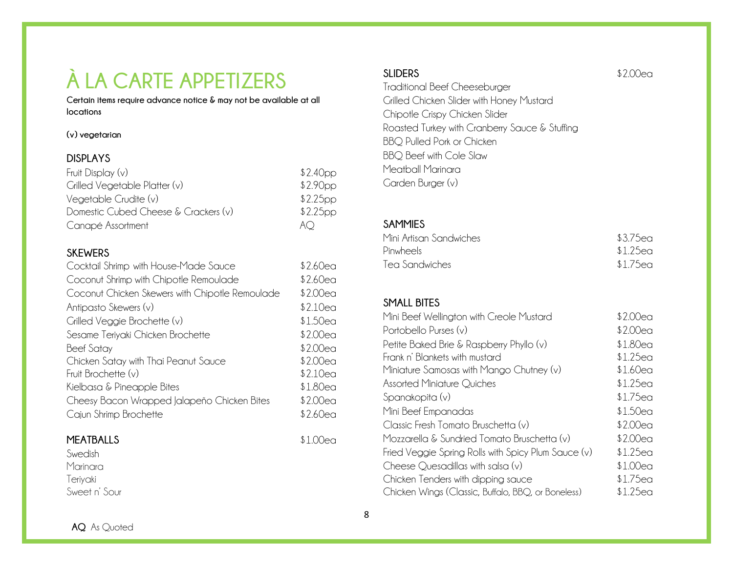# À LA CARTE APPETIZERS

**Certain items require advance notice & may not be available at all locations**

**(v) vegetarian**

## DISPLAYS

| | |
|---|---|
| Fruit Display (v) | $2.40pp |
| Grilled Vegetable Platter (v) | $2.90pp |
| Vegetable Crudite (v) | $2.25pp |
| Domestic Cubed Cheese & Crackers (v) | $2.25pp |
| Canapé Assortment | AQ |

## SKEWERS

| | |
|---|---|
| Cocktail Shrimp with House-Made Sauce | $2.60ea |
| Coconut Shrimp with Chipotle Remoulade | $2.60ea |
| Coconut Chicken Skewers with Chipotle Remoulade | $2.00ea |
| Antipasto Skewers (v) | $2.10ea |
| Grilled Veggie Brochette (v) | $1.50ea |
| Sesame Teriyaki Chicken Brochette | $2.00ea |
| Beef Satay | $2.00ea |
| Chicken Satay with Thai Peanut Sauce | $2.00ea |
| Fruit Brochette (v) | $2.10ea |
| Kielbasa & Pineapple Bites | $1.80ea |
| Cheesy Bacon Wrapped Jalapeño Chicken Bites | $2.00ea |
| Cajun Shrimp Brochette | $2.60ea |

## MEATBALLS $1.00ea

Swedish
Marinara
Teriyaki
Sweet n' Sour

## SLIDERS $2.00ea

Traditional Beef Cheeseburger
Grilled Chicken Slider with Honey Mustard
Chipotle Crispy Chicken Slider
Roasted Turkey with Cranberry Sauce & Stuffing
BBQ Pulled Pork or Chicken
BBQ Beef with Cole Slaw
Meatball Marinara
Garden Burger (v)

## SAMMIES

| | |
|---|---|
| Mini Artisan Sandwiches | $3.75ea |
| Pinwheels | $1.25ea |
| Tea Sandwiches | $1.75ea |

## SMALL BITES

| | |
|---|---|
| Mini Beef Wellington with Creole Mustard | $2.00ea |
| Portobello Purses (v) | $2.00ea |
| Petite Baked Brie & Raspberry Phyllo (v) | $1.80ea |
| Frank n' Blankets with mustard | $1.25ea |
| Miniature Samosas with Mango Chutney (v) | $1.60ea |
| Assorted Miniature Quiches | $1.25ea |
| Spanakopita (v) | $1.75ea |
| Mini Beef Empanadas | $1.50ea |
| Classic Fresh Tomato Bruschetta (v) | $2.00ea |
| Mozzarella & Sundried Tomato Bruschetta (v) | $2.00ea |
| Fried Veggie Spring Rolls with Spicy Plum Sauce (v) | $1.25ea |
| Cheese Quesadillas with salsa (v) | $1.00ea |
| Chicken Tenders with dipping sauce | $1.75ea |
| Chicken Wings (Classic, Buffalo, BBQ, or Boneless) | $1.25ea |

**AQ** As Quoted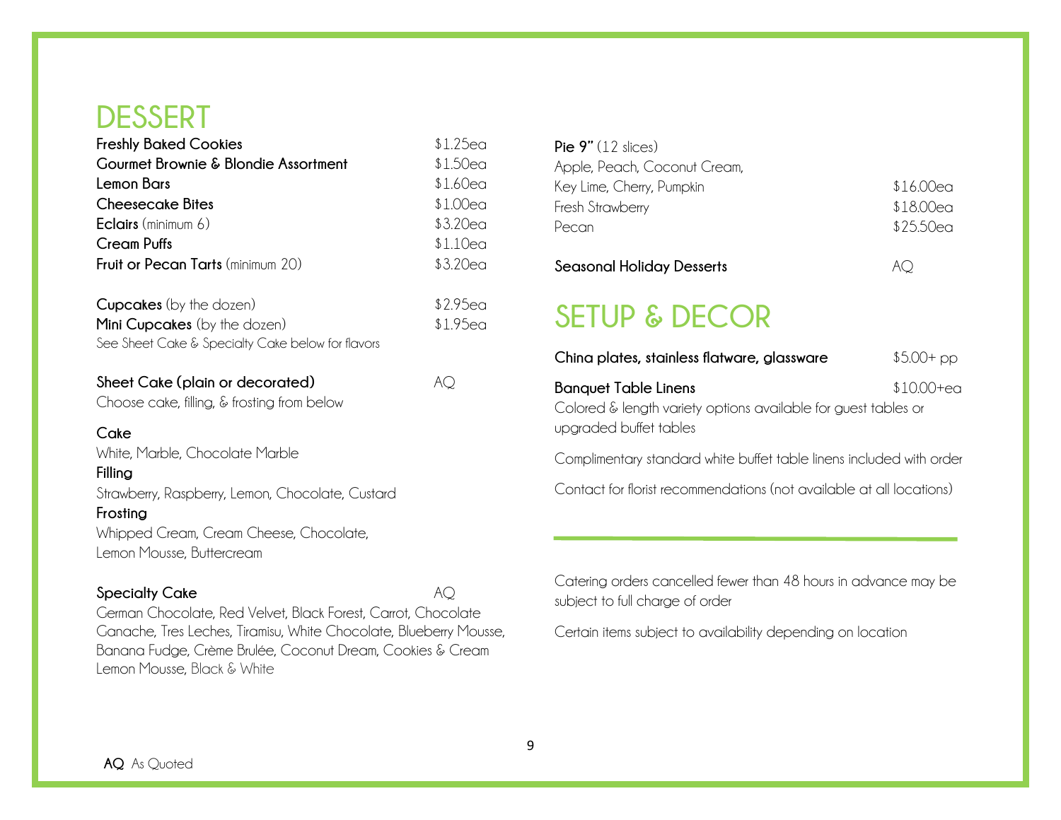# DESSERT

| | |
|---|---|
| **Freshly Baked Cookies** | $1.25ea |
| **Gourmet Brownie & Blondie Assortment** | $1.50ea |
| **Lemon Bars** | $1.60ea |
| **Cheesecake Bites** | $1.00ea |
| **Eclairs** (minimum 6) | $3.20ea |
| **Cream Puffs** | $1.10ea |
| **Fruit or Pecan Tarts** (minimum 20) | $3.20ea |

| | |
|---|---|
| **Cupcakes** (by the dozen) | $2.95ea |
| **Mini Cupcakes** (by the dozen) | $1.95ea |

See Sheet Cake & Specialty Cake below for flavors

**Sheet Cake (plain or decorated)** AQ

Choose cake, filling, & frosting from below

**Cake**

White, Marble, Chocolate Marble

**Filling**

Strawberry, Raspberry, Lemon, Chocolate, Custard

**Frosting**

Whipped Cream, Cream Cheese, Chocolate, Lemon Mousse, Buttercream

**Specialty Cake** AQ

German Chocolate, Red Velvet, Black Forest, Carrot, Chocolate Ganache, Tres Leches, Tiramisu, White Chocolate, Blueberry Mousse, Banana Fudge, Crème Brulée, Coconut Dream, Cookies & Cream Lemon Mousse, Black & White

**Pie 9"** (12 slices)

| | |
|---|---|
| Apple, Peach, Coconut Cream, Key Lime, Cherry, Pumpkin | $16.00ea |
| Fresh Strawberry | $18.00ea |
| Pecan | $25.50ea |

**Seasonal Holiday Desserts** AQ

# SETUP & DECOR

**China plates, stainless flatware, glassware** $5.00+ pp

**Banquet Table Linens** $10.00+ea

Colored & length variety options available for guest tables or upgraded buffet tables

Complimentary standard white buffet table linens included with order

Contact for florist recommendations (not available at all locations)

---

Catering orders cancelled fewer than 48 hours in advance may be subject to full charge of order

Certain items subject to availability depending on location

**AQ** As Quoted